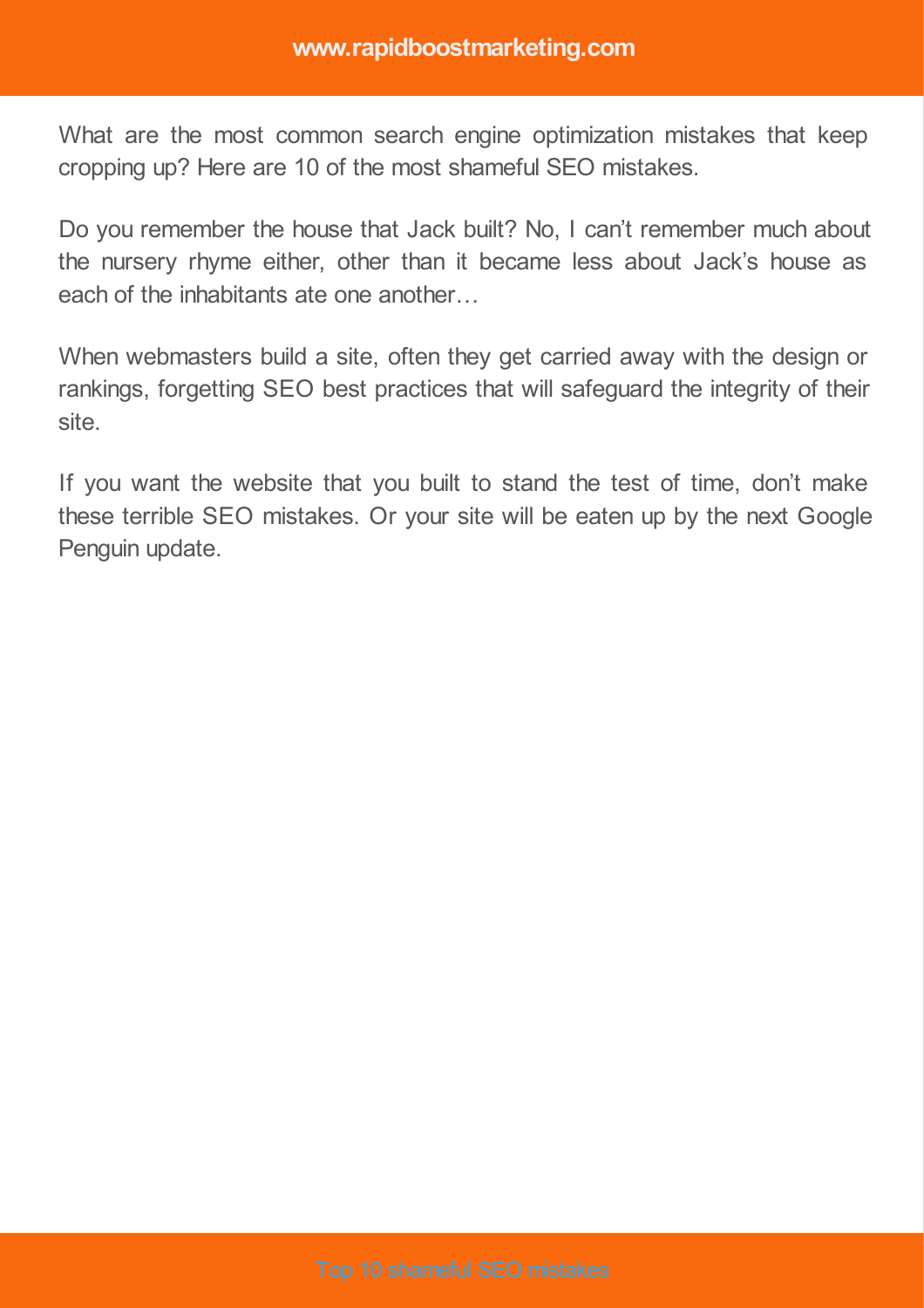What are the most common search engine optimization mistakes that keep cropping up? Here are 10 of the most shameful SEO mistakes.

Do you remember the house that Jack built? No, I can't remember much about the nursery rhyme either, other than it became less about Jack's house as each of the inhabitants ate one another…

When webmasters build a site, often they get carried away with the design or rankings, forgetting SEO best practices that will safeguard the integrity of their site.

If you want the website that you built to stand the test of time, don't make these terrible SEO mistakes. Or your site will be eaten up by the next Google Penguin update.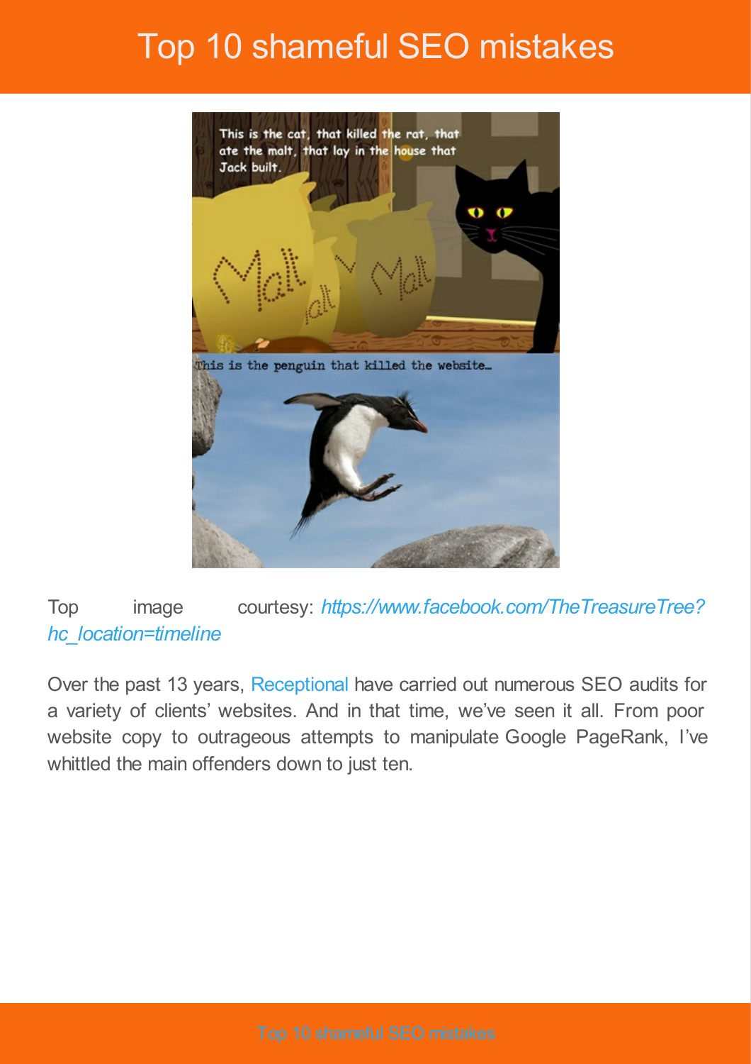# Top 10 shameful SEO mistakes

Top image courtesy: *https://www.facebook.com/TheTreasureTree?hc_location=timeline*

Over the past 13 years, Receptional have carried out numerous SEO audits for a variety of clients' websites. And in that time, we've seen it all. From poor website copy to outrageous attempts to manipulate Google PageRank, I've whittled the main offenders down to just ten.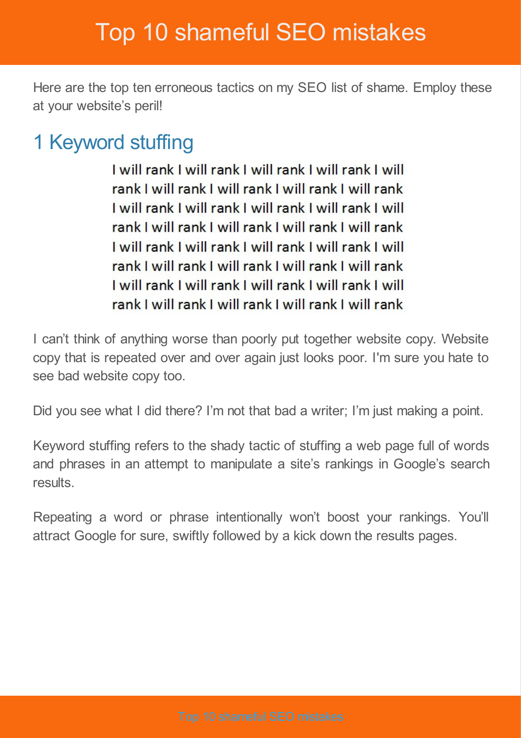# Top 10 shameful SEO mistakes

Here are the top ten erroneous tactics on my SEO list of shame. Employ these at your website's peril!

## 1 Keyword stuffing

I will rank I will rank I will rank I will rank I will rank I will rank I will rank I will rank I will rank I will rank I will rank I will rank I will rank I will rank I will rank I will rank I will rank I will rank I will rank I will rank

I can't think of anything worse than poorly put together website copy. Website copy that is repeated over and over again just looks poor. I'm sure you hate to see bad website copy too.

Did you see what I did there? I'm not that bad a writer; I'm just making a point.

Keyword stuffing refers to the shady tactic of stuffing a web page full of words and phrases in an attempt to manipulate a site's rankings in Google's search results.

Repeating a word or phrase intentionally won't boost your rankings. You'll attract Google for sure, swiftly followed by a kick down the results pages.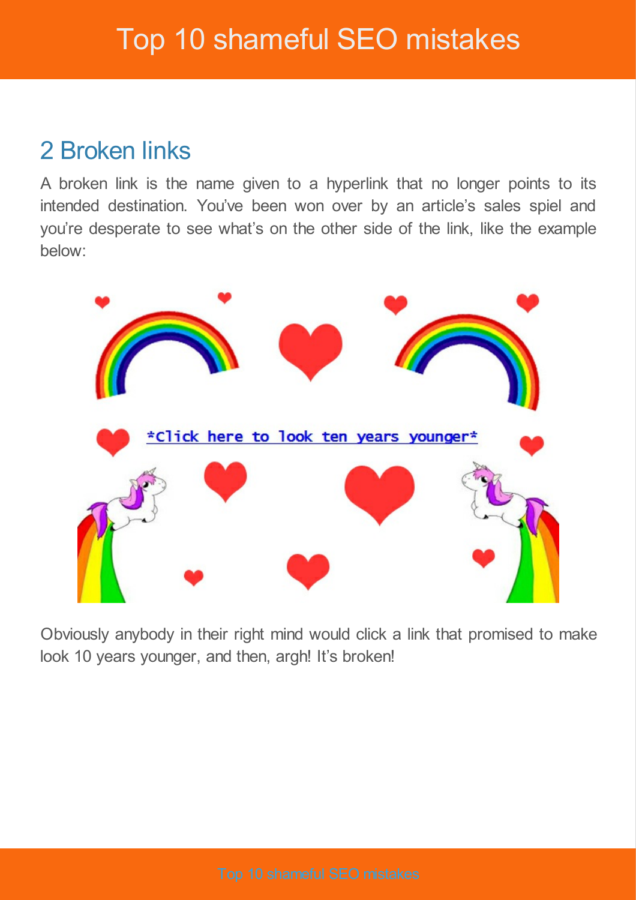## 2 Broken links

A broken link is the name given to a hyperlink that no longer points to its intended destination. You've been won over by an article's sales spiel and you're desperate to see what's on the other side of the link, like the example below:

Obviously anybody in their right mind would click a link that promised to make look 10 years younger, and then, argh! It's broken!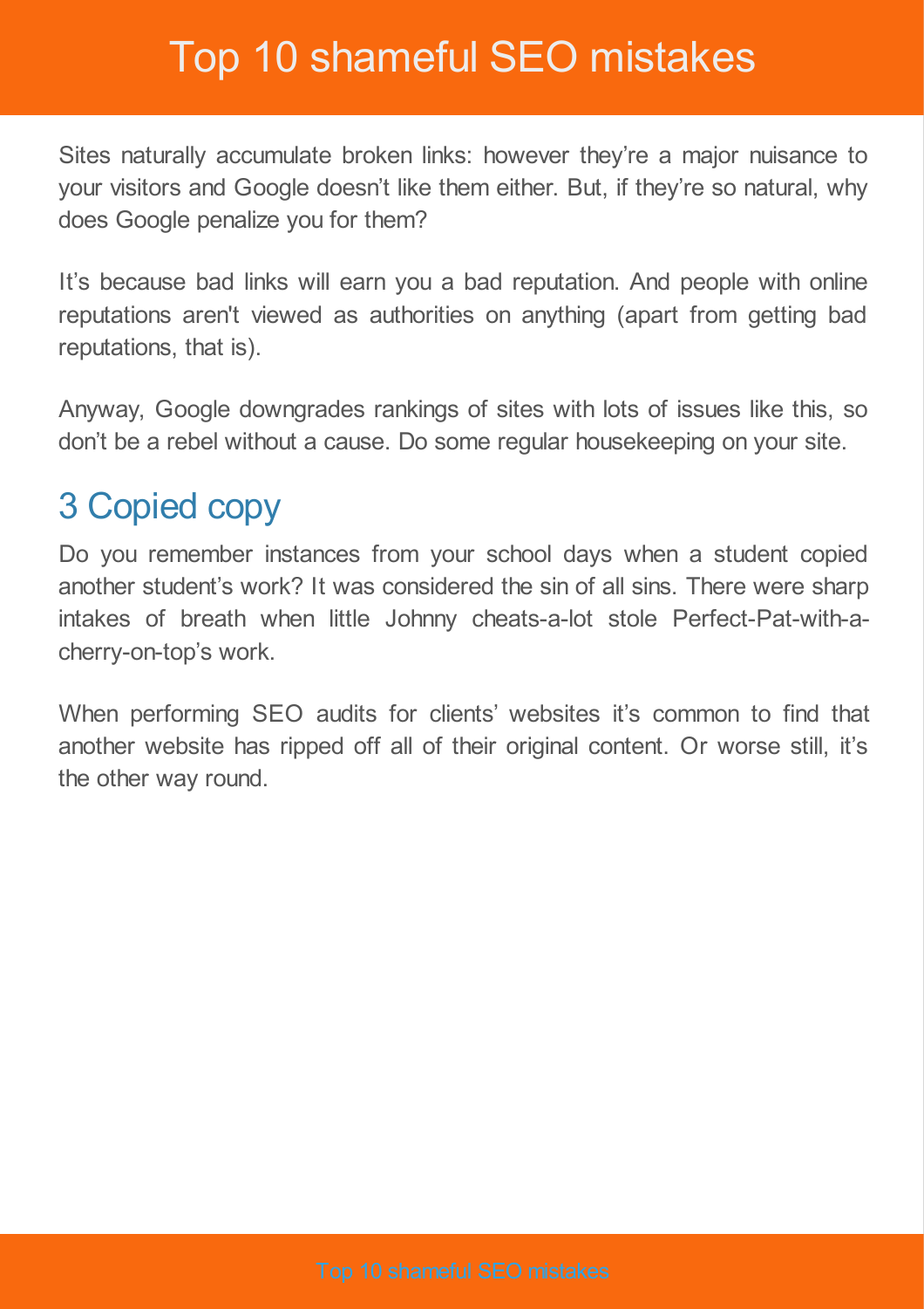Sites naturally accumulate broken links: however they're a major nuisance to your visitors and Google doesn't like them either. But, if they're so natural, why does Google penalize you for them?

It's because bad links will earn you a bad reputation. And people with online reputations aren't viewed as authorities on anything (apart from getting bad reputations, that is).

Anyway, Google downgrades rankings of sites with lots of issues like this, so don't be a rebel without a cause. Do some regular housekeeping on your site.

## 3 Copied copy

Do you remember instances from your school days when a student copied another student's work? It was considered the sin of all sins. There were sharp intakes of breath when little Johnny cheats-a-lot stole Perfect-Pat-with-a-cherry-on-top's work.

When performing SEO audits for clients' websites it's common to find that another website has ripped off all of their original content. Or worse still, it's the other way round.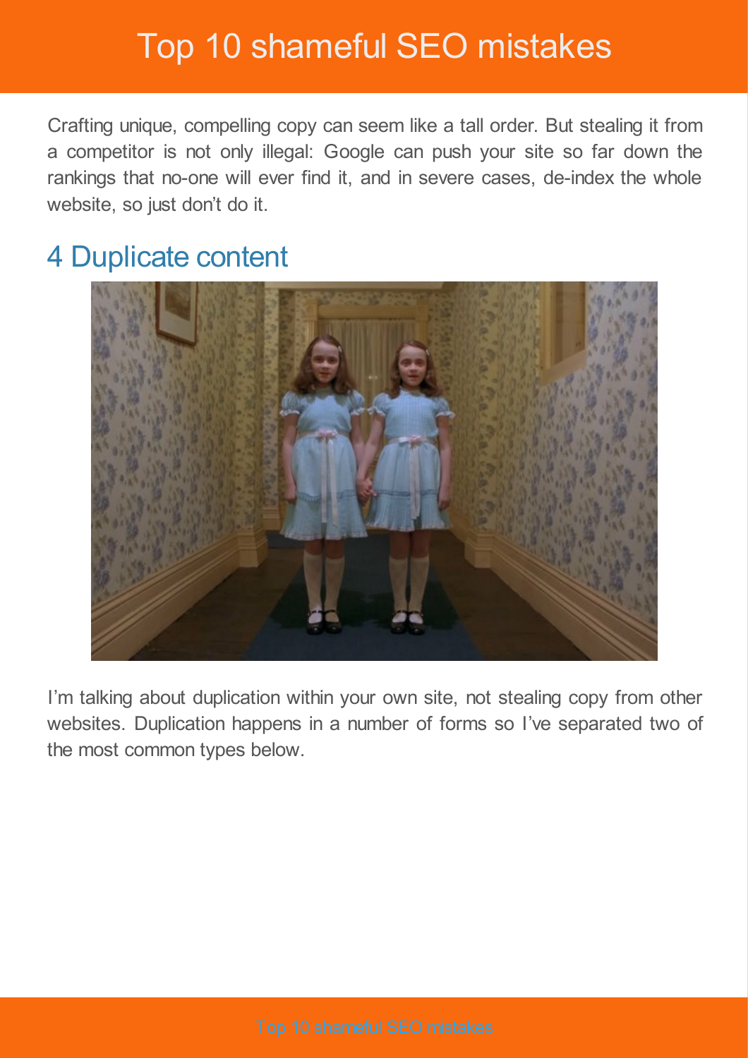Crafting unique, compelling copy can seem like a tall order. But stealing it from a competitor is not only illegal: Google can push your site so far down the rankings that no-one will ever find it, and in severe cases, de-index the whole website, so just don't do it.

## 4 Duplicate content

I'm talking about duplication within your own site, not stealing copy from other websites. Duplication happens in a number of forms so I've separated two of the most common types below.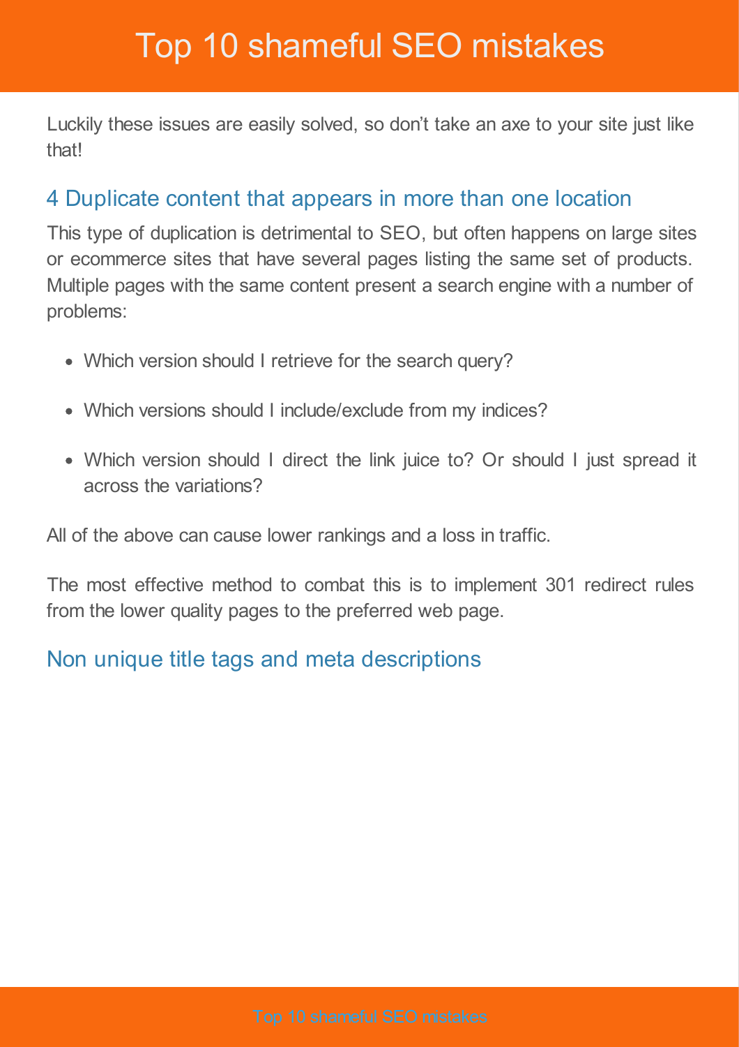Luckily these issues are easily solved, so don't take an axe to your site just like that!

## 4 Duplicate content that appears in more than one location

This type of duplication is detrimental to SEO, but often happens on large sites or ecommerce sites that have several pages listing the same set of products. Multiple pages with the same content present a search engine with a number of problems:

- Which version should I retrieve for the search query?
- Which versions should I include/exclude from my indices?
- Which version should I direct the link juice to? Or should I just spread it across the variations?

All of the above can cause lower rankings and a loss in traffic.

The most effective method to combat this is to implement 301 redirect rules from the lower quality pages to the preferred web page.

## Non unique title tags and meta descriptions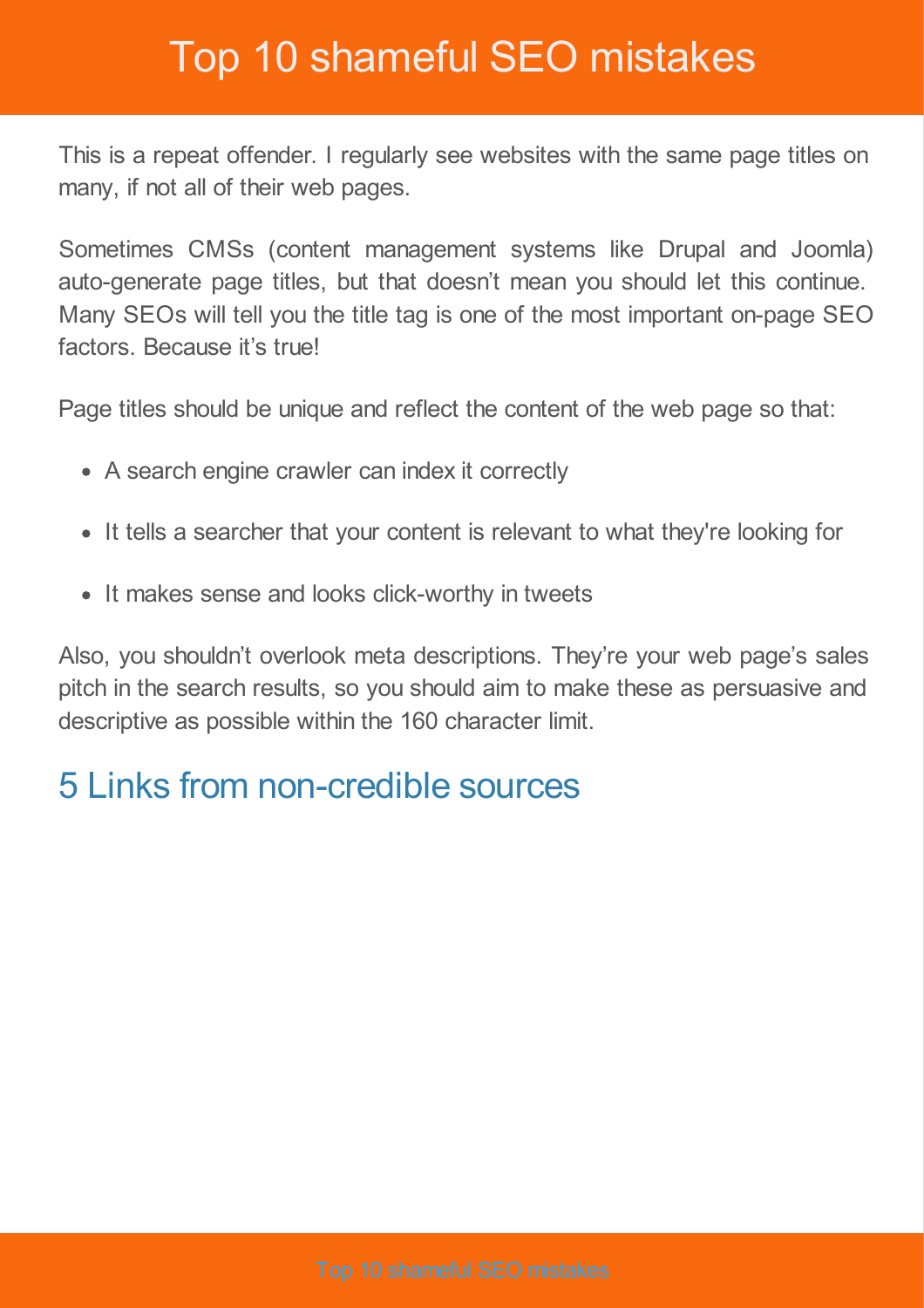This is a repeat offender. I regularly see websites with the same page titles on many, if not all of their web pages.

Sometimes CMSs (content management systems like Drupal and Joomla) auto-generate page titles, but that doesn't mean you should let this continue. Many SEOs will tell you the title tag is one of the most important on-page SEO factors. Because it's true!

Page titles should be unique and reflect the content of the web page so that:

- A search engine crawler can index it correctly
- It tells a searcher that your content is relevant to what they're looking for
- It makes sense and looks click-worthy in tweets

Also, you shouldn't overlook meta descriptions. They're your web page's sales pitch in the search results, so you should aim to make these as persuasive and descriptive as possible within the 160 character limit.

## 5 Links from non-credible sources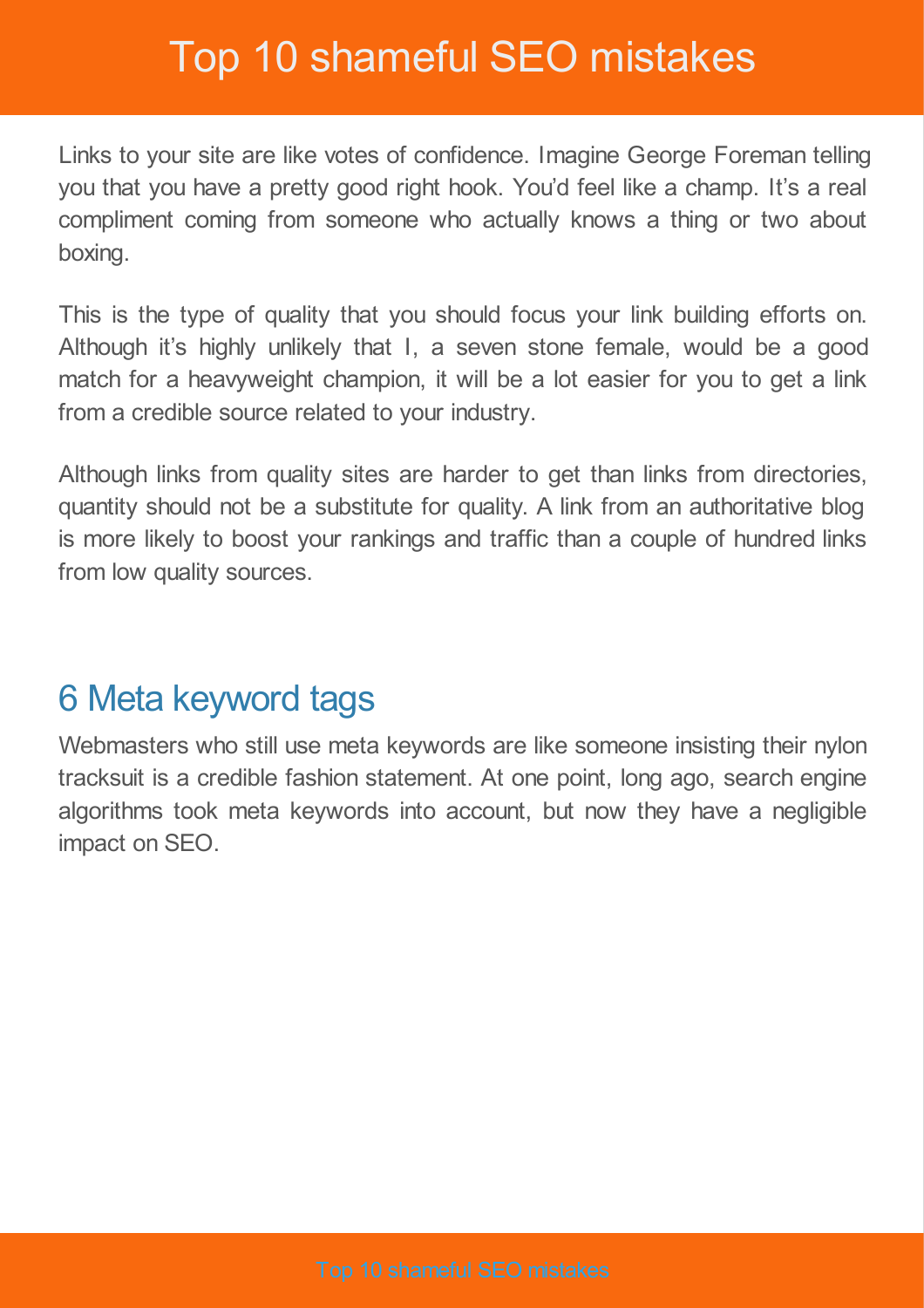Links to your site are like votes of confidence. Imagine George Foreman telling you that you have a pretty good right hook. You'd feel like a champ. It's a real compliment coming from someone who actually knows a thing or two about boxing.

This is the type of quality that you should focus your link building efforts on. Although it's highly unlikely that I, a seven stone female, would be a good match for a heavyweight champion, it will be a lot easier for you to get a link from a credible source related to your industry.

Although links from quality sites are harder to get than links from directories, quantity should not be a substitute for quality. A link from an authoritative blog is more likely to boost your rankings and traffic than a couple of hundred links from low quality sources.

## 6 Meta keyword tags

Webmasters who still use meta keywords are like someone insisting their nylon tracksuit is a credible fashion statement. At one point, long ago, search engine algorithms took meta keywords into account, but now they have a negligible impact on SEO.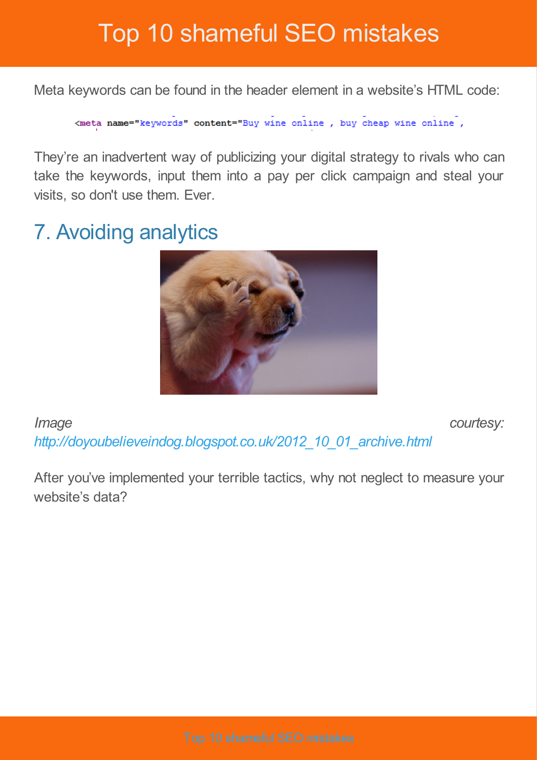Meta keywords can be found in the header element in a website's HTML code:

```
<meta name="keywords" content="Buy wine online , buy cheap wine online ,
```

They're an inadvertent way of publicizing your digital strategy to rivals who can take the keywords, input them into a pay per click campaign and steal your visits, so don't use them. Ever.

## 7. Avoiding analytics

*Image courtesy: http://doyoubelieveindog.blogspot.co.uk/2012_10_01_archive.html*

After you've implemented your terrible tactics, why not neglect to measure your website's data?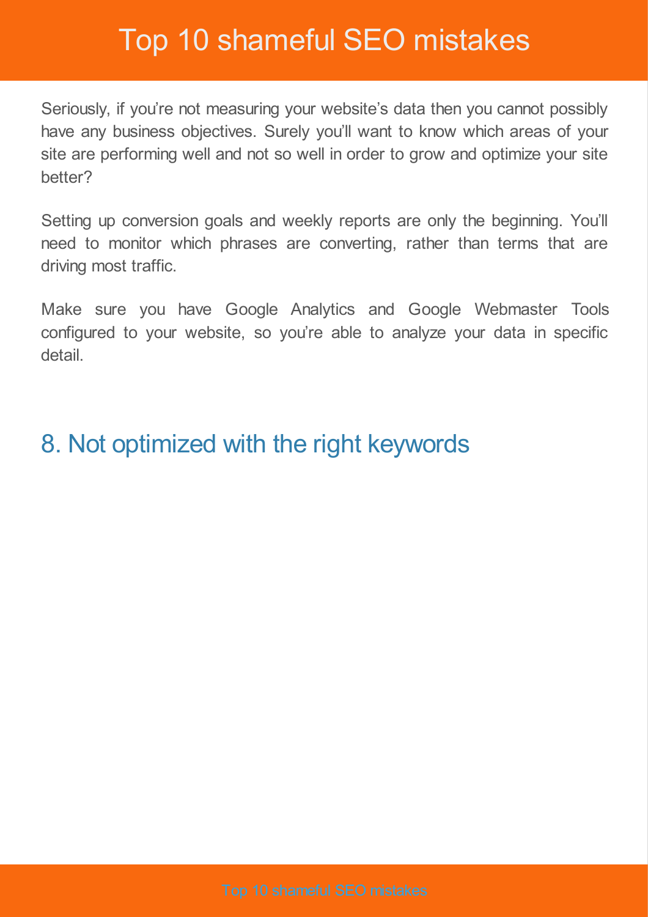Seriously, if you're not measuring your website's data then you cannot possibly have any business objectives. Surely you'll want to know which areas of your site are performing well and not so well in order to grow and optimize your site better?

Setting up conversion goals and weekly reports are only the beginning. You'll need to monitor which phrases are converting, rather than terms that are driving most traffic.

Make sure you have Google Analytics and Google Webmaster Tools configured to your website, so you're able to analyze your data in specific detail.

## 8. Not optimized with the right keywords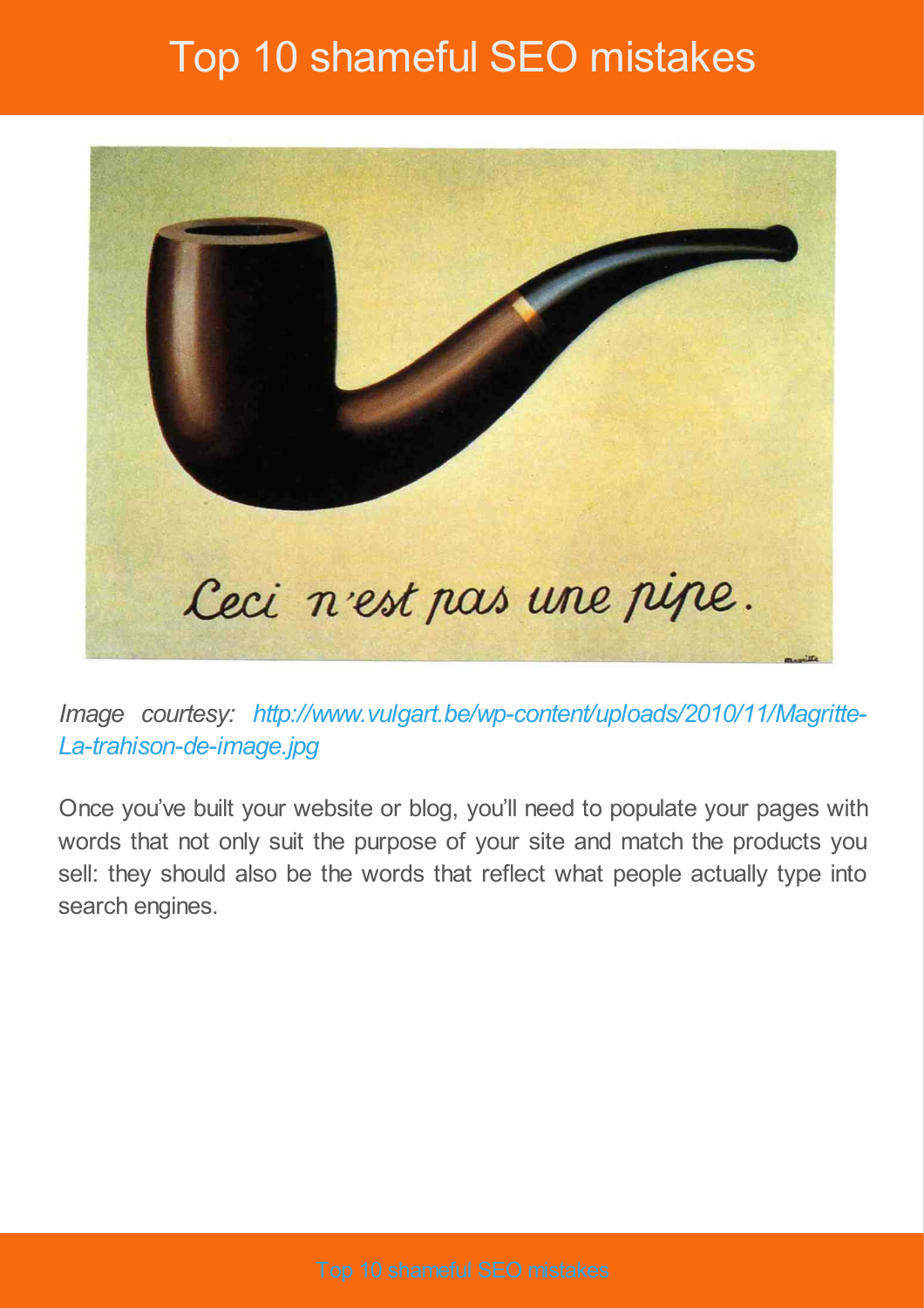Image courtesy: http://www.vulgart.be/wp-content/uploads/2010/11/Magritte-La-trahison-de-image.jpg

Once you've built your website or blog, you'll need to populate your pages with words that not only suit the purpose of your site and match the products you sell: they should also be the words that reflect what people actually type into search engines.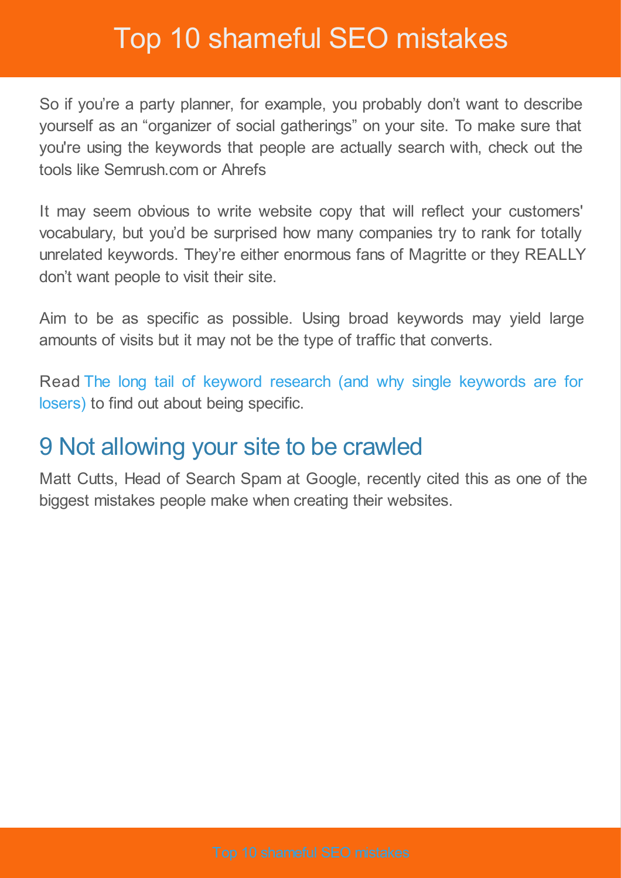So if you're a party planner, for example, you probably don't want to describe yourself as an "organizer of social gatherings" on your site. To make sure that you're using the keywords that people are actually search with, check out the tools like Semrush.com or Ahrefs

It may seem obvious to write website copy that will reflect your customers' vocabulary, but you'd be surprised how many companies try to rank for totally unrelated keywords. They're either enormous fans of Magritte or they REALLY don't want people to visit their site.

Aim to be as specific as possible. Using broad keywords may yield large amounts of visits but it may not be the type of traffic that converts.

Read The long tail of keyword research (and why single keywords are for losers) to find out about being specific.

## 9 Not allowing your site to be crawled

Matt Cutts, Head of Search Spam at Google, recently cited this as one of the biggest mistakes people make when creating their websites.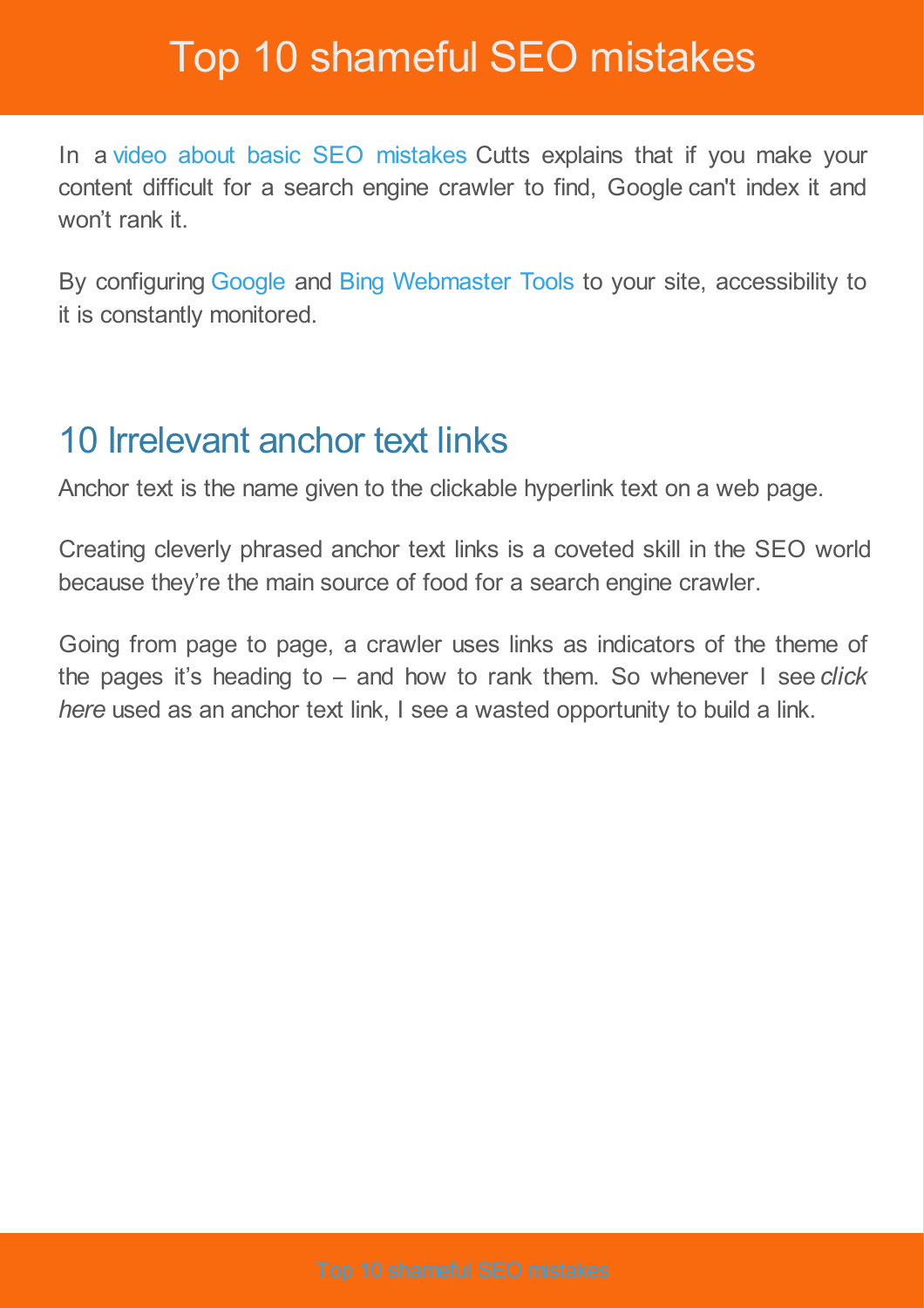In a video about basic SEO mistakes Cutts explains that if you make your content difficult for a search engine crawler to find, Google can't index it and won't rank it.

By configuring Google and Bing Webmaster Tools to your site, accessibility to it is constantly monitored.

## 10 Irrelevant anchor text links

Anchor text is the name given to the clickable hyperlink text on a web page.

Creating cleverly phrased anchor text links is a coveted skill in the SEO world because they're the main source of food for a search engine crawler.

Going from page to page, a crawler uses links as indicators of the theme of the pages it's heading to – and how to rank them. So whenever I see *click here* used as an anchor text link, I see a wasted opportunity to build a link.